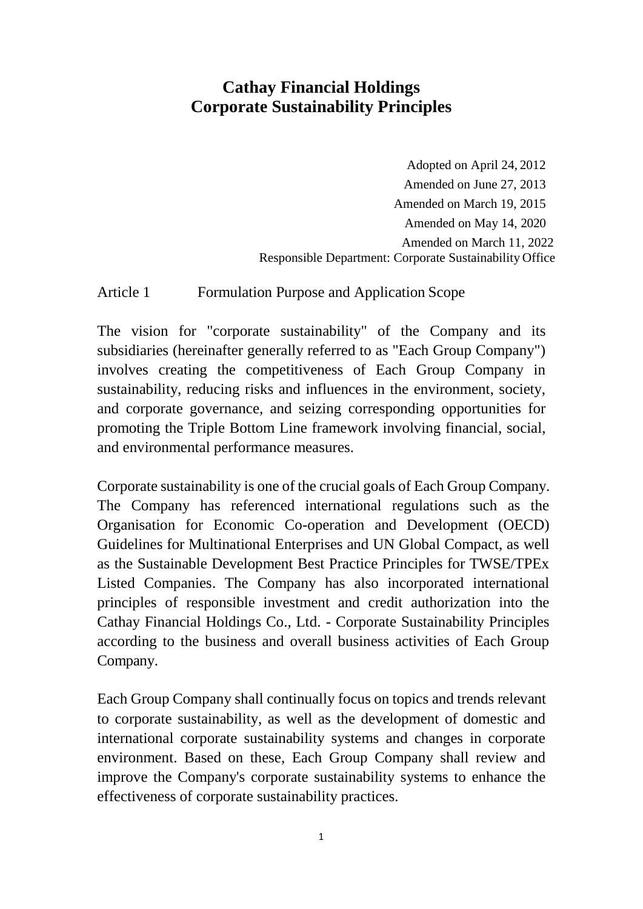# Cathay Financial Holdings Corporate Sustainability Principles

Adopted on April 24, 2012
Amended on June 27, 2013
Amended on March 19, 2015
Amended on May 14, 2020
Amended on March 11, 2022
Responsible Department: Corporate Sustainability Office

## Article 1 Formulation Purpose and Application Scope

The vision for "corporate sustainability" of the Company and its subsidiaries (hereinafter generally referred to as "Each Group Company") involves creating the competitiveness of Each Group Company in sustainability, reducing risks and influences in the environment, society, and corporate governance, and seizing corresponding opportunities for promoting the Triple Bottom Line framework involving financial, social, and environmental performance measures.

Corporate sustainability is one of the crucial goals of Each Group Company. The Company has referenced international regulations such as the Organisation for Economic Co-operation and Development (OECD) Guidelines for Multinational Enterprises and UN Global Compact, as well as the Sustainable Development Best Practice Principles for TWSE/TPEx Listed Companies. The Company has also incorporated international principles of responsible investment and credit authorization into the Cathay Financial Holdings Co., Ltd. - Corporate Sustainability Principles according to the business and overall business activities of Each Group Company.

Each Group Company shall continually focus on topics and trends relevant to corporate sustainability, as well as the development of domestic and international corporate sustainability systems and changes in corporate environment. Based on these, Each Group Company shall review and improve the Company's corporate sustainability systems to enhance the effectiveness of corporate sustainability practices.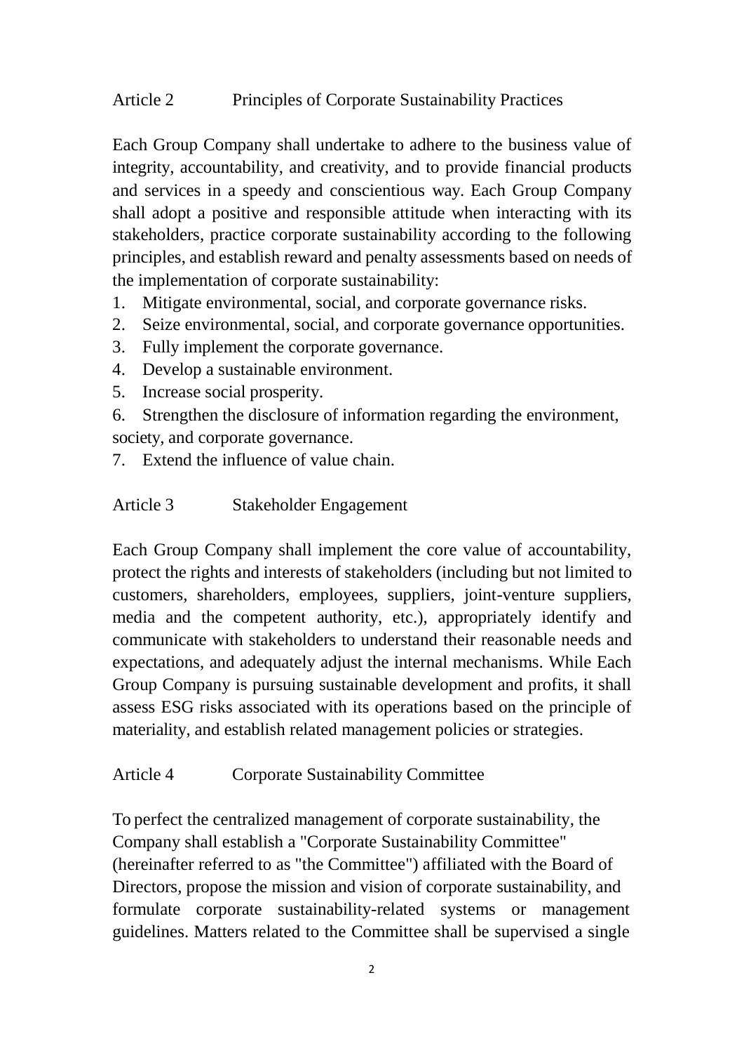## Article 2 Principles of Corporate Sustainability Practices

Each Group Company shall undertake to adhere to the business value of integrity, accountability, and creativity, and to provide financial products and services in a speedy and conscientious way. Each Group Company shall adopt a positive and responsible attitude when interacting with its stakeholders, practice corporate sustainability according to the following principles, and establish reward and penalty assessments based on needs of the implementation of corporate sustainability:

1. Mitigate environmental, social, and corporate governance risks.
2. Seize environmental, social, and corporate governance opportunities.
3. Fully implement the corporate governance.
4. Develop a sustainable environment.
5. Increase social prosperity.
6. Strengthen the disclosure of information regarding the environment, society, and corporate governance.
7. Extend the influence of value chain.

## Article 3 Stakeholder Engagement

Each Group Company shall implement the core value of accountability, protect the rights and interests of stakeholders (including but not limited to customers, shareholders, employees, suppliers, joint-venture suppliers, media and the competent authority, etc.), appropriately identify and communicate with stakeholders to understand their reasonable needs and expectations, and adequately adjust the internal mechanisms. While Each Group Company is pursuing sustainable development and profits, it shall assess ESG risks associated with its operations based on the principle of materiality, and establish related management policies or strategies.

## Article 4 Corporate Sustainability Committee

To perfect the centralized management of corporate sustainability, the Company shall establish a "Corporate Sustainability Committee" (hereinafter referred to as "the Committee") affiliated with the Board of Directors, propose the mission and vision of corporate sustainability, and formulate corporate sustainability-related systems or management guidelines. Matters related to the Committee shall be supervised a single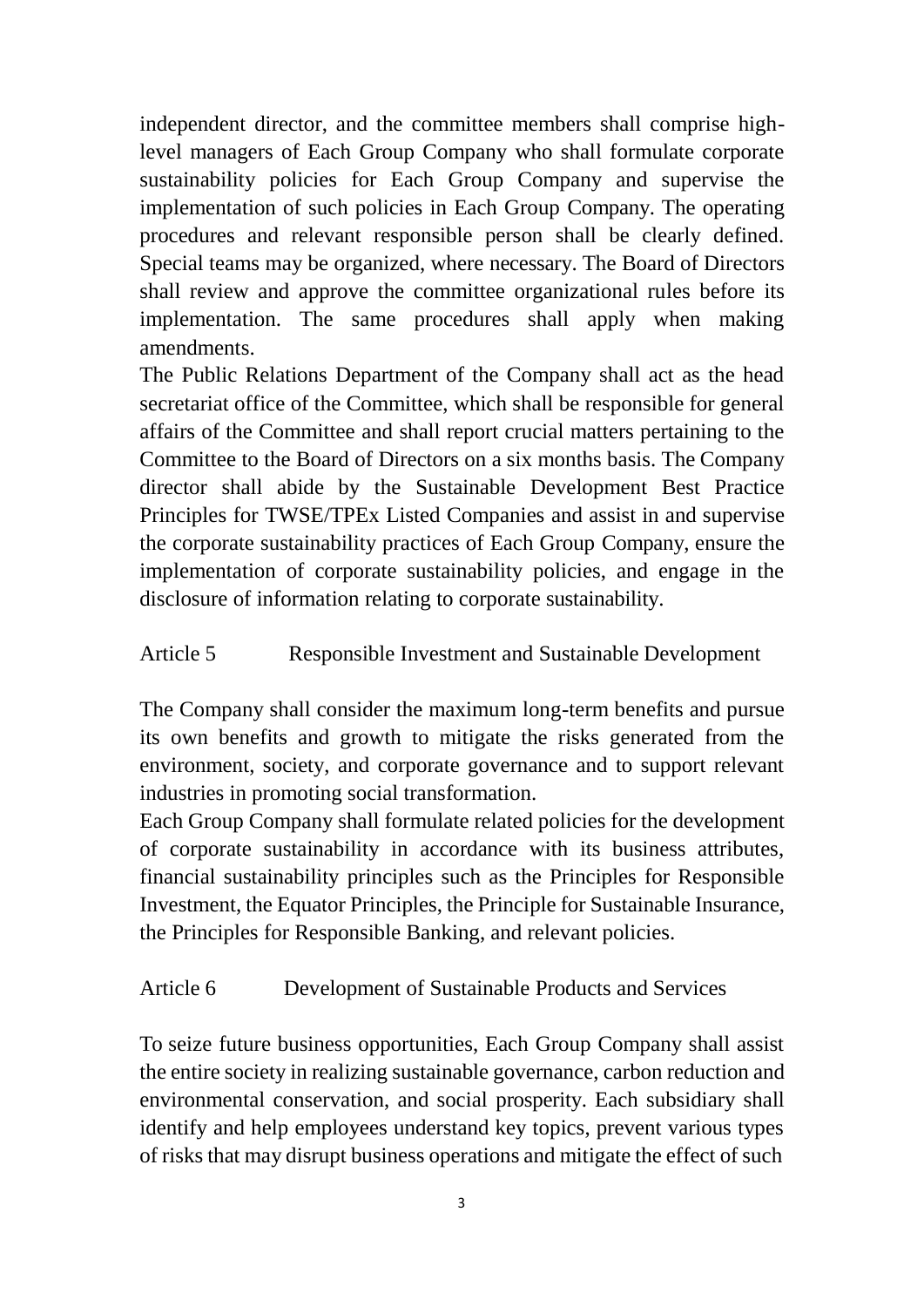independent director, and the committee members shall comprise high-level managers of Each Group Company who shall formulate corporate sustainability policies for Each Group Company and supervise the implementation of such policies in Each Group Company. The operating procedures and relevant responsible person shall be clearly defined. Special teams may be organized, where necessary. The Board of Directors shall review and approve the committee organizational rules before its implementation. The same procedures shall apply when making amendments.

The Public Relations Department of the Company shall act as the head secretariat office of the Committee, which shall be responsible for general affairs of the Committee and shall report crucial matters pertaining to the Committee to the Board of Directors on a six months basis. The Company director shall abide by the Sustainable Development Best Practice Principles for TWSE/TPEx Listed Companies and assist in and supervise the corporate sustainability practices of Each Group Company, ensure the implementation of corporate sustainability policies, and engage in the disclosure of information relating to corporate sustainability.

## Article 5 Responsible Investment and Sustainable Development

The Company shall consider the maximum long-term benefits and pursue its own benefits and growth to mitigate the risks generated from the environment, society, and corporate governance and to support relevant industries in promoting social transformation.

Each Group Company shall formulate related policies for the development of corporate sustainability in accordance with its business attributes, financial sustainability principles such as the Principles for Responsible Investment, the Equator Principles, the Principle for Sustainable Insurance, the Principles for Responsible Banking, and relevant policies.

## Article 6 Development of Sustainable Products and Services

To seize future business opportunities, Each Group Company shall assist the entire society in realizing sustainable governance, carbon reduction and environmental conservation, and social prosperity. Each subsidiary shall identify and help employees understand key topics, prevent various types of risks that may disrupt business operations and mitigate the effect of such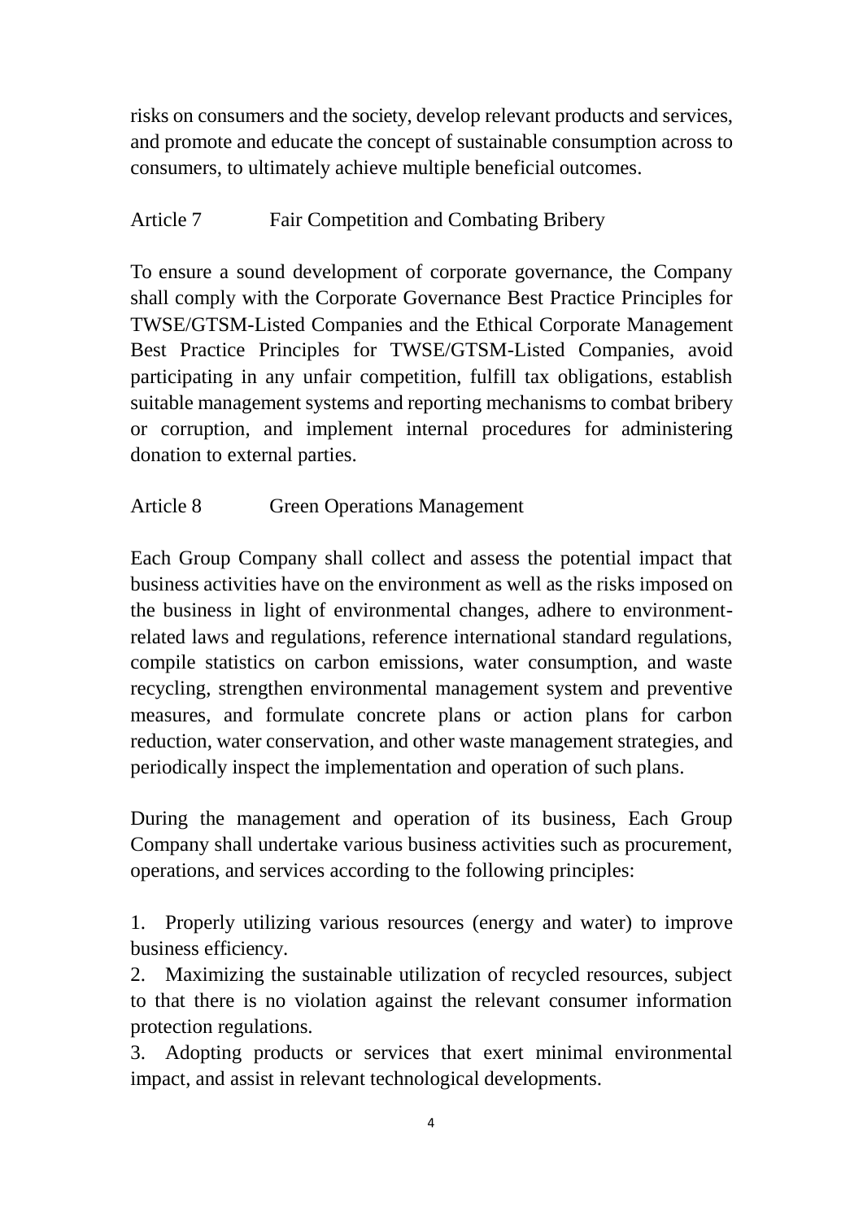risks on consumers and the society, develop relevant products and services, and promote and educate the concept of sustainable consumption across to consumers, to ultimately achieve multiple beneficial outcomes.

## Article 7 Fair Competition and Combating Bribery

To ensure a sound development of corporate governance, the Company shall comply with the Corporate Governance Best Practice Principles for TWSE/GTSM-Listed Companies and the Ethical Corporate Management Best Practice Principles for TWSE/GTSM-Listed Companies, avoid participating in any unfair competition, fulfill tax obligations, establish suitable management systems and reporting mechanisms to combat bribery or corruption, and implement internal procedures for administering donation to external parties.

## Article 8 Green Operations Management

Each Group Company shall collect and assess the potential impact that business activities have on the environment as well as the risks imposed on the business in light of environmental changes, adhere to environment-related laws and regulations, reference international standard regulations, compile statistics on carbon emissions, water consumption, and waste recycling, strengthen environmental management system and preventive measures, and formulate concrete plans or action plans for carbon reduction, water conservation, and other waste management strategies, and periodically inspect the implementation and operation of such plans.

During the management and operation of its business, Each Group Company shall undertake various business activities such as procurement, operations, and services according to the following principles:

1. Properly utilizing various resources (energy and water) to improve business efficiency.
2. Maximizing the sustainable utilization of recycled resources, subject to that there is no violation against the relevant consumer information protection regulations.
3. Adopting products or services that exert minimal environmental impact, and assist in relevant technological developments.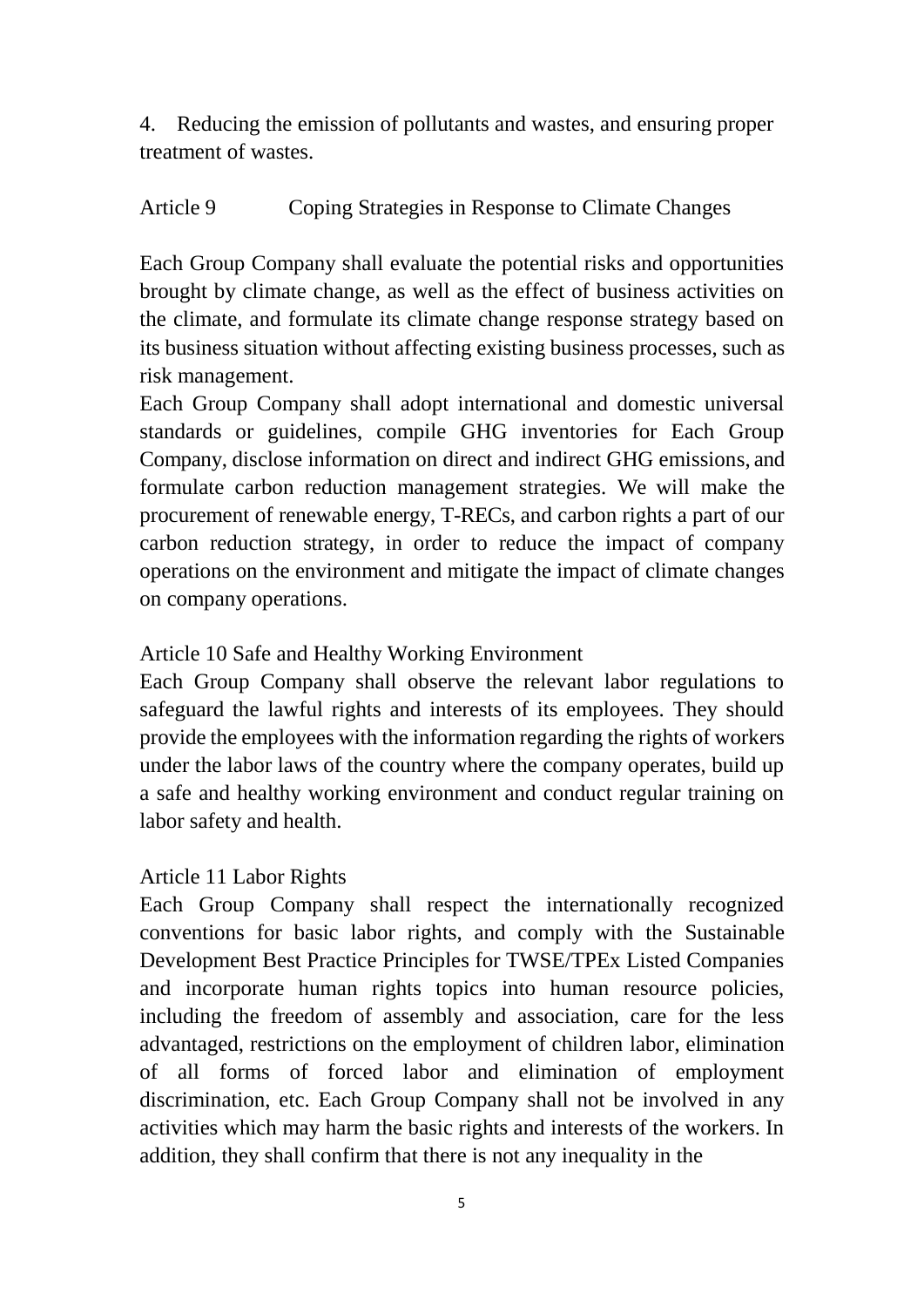4. Reducing the emission of pollutants and wastes, and ensuring proper treatment of wastes.

## Article 9 Coping Strategies in Response to Climate Changes

Each Group Company shall evaluate the potential risks and opportunities brought by climate change, as well as the effect of business activities on the climate, and formulate its climate change response strategy based on its business situation without affecting existing business processes, such as risk management.

Each Group Company shall adopt international and domestic universal standards or guidelines, compile GHG inventories for Each Group Company, disclose information on direct and indirect GHG emissions, and formulate carbon reduction management strategies. We will make the procurement of renewable energy, T-RECs, and carbon rights a part of our carbon reduction strategy, in order to reduce the impact of company operations on the environment and mitigate the impact of climate changes on company operations.

## Article 10 Safe and Healthy Working Environment

Each Group Company shall observe the relevant labor regulations to safeguard the lawful rights and interests of its employees. They should provide the employees with the information regarding the rights of workers under the labor laws of the country where the company operates, build up a safe and healthy working environment and conduct regular training on labor safety and health.

## Article 11 Labor Rights

Each Group Company shall respect the internationally recognized conventions for basic labor rights, and comply with the Sustainable Development Best Practice Principles for TWSE/TPEx Listed Companies and incorporate human rights topics into human resource policies, including the freedom of assembly and association, care for the less advantaged, restrictions on the employment of children labor, elimination of all forms of forced labor and elimination of employment discrimination, etc. Each Group Company shall not be involved in any activities which may harm the basic rights and interests of the workers. In addition, they shall confirm that there is not any inequality in the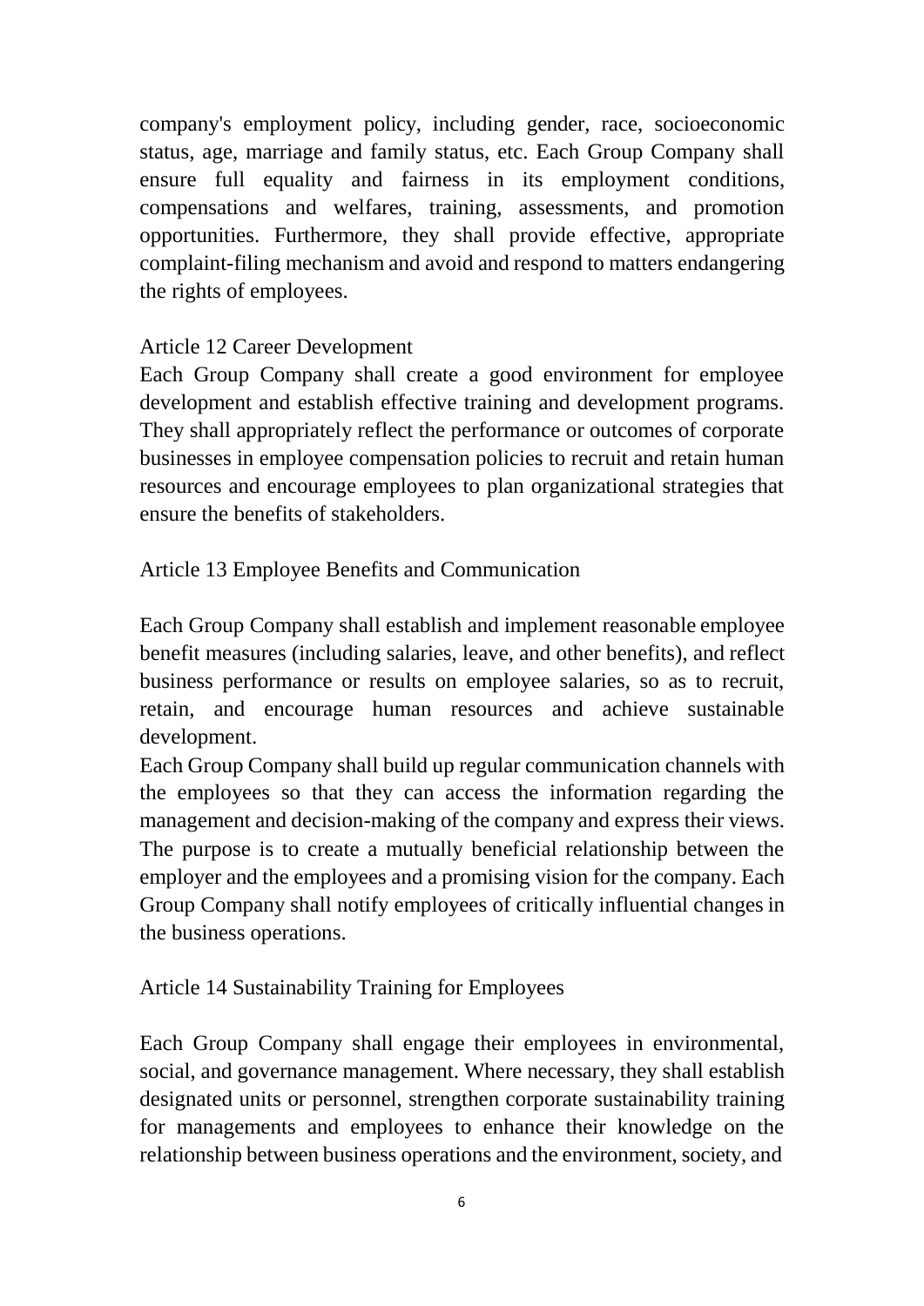company's employment policy, including gender, race, socioeconomic status, age, marriage and family status, etc. Each Group Company shall ensure full equality and fairness in its employment conditions, compensations and welfares, training, assessments, and promotion opportunities. Furthermore, they shall provide effective, appropriate complaint-filing mechanism and avoid and respond to matters endangering the rights of employees.

### Article 12 Career Development

Each Group Company shall create a good environment for employee development and establish effective training and development programs. They shall appropriately reflect the performance or outcomes of corporate businesses in employee compensation policies to recruit and retain human resources and encourage employees to plan organizational strategies that ensure the benefits of stakeholders.

### Article 13 Employee Benefits and Communication

Each Group Company shall establish and implement reasonable employee benefit measures (including salaries, leave, and other benefits), and reflect business performance or results on employee salaries, so as to recruit, retain, and encourage human resources and achieve sustainable development.

Each Group Company shall build up regular communication channels with the employees so that they can access the information regarding the management and decision-making of the company and express their views. The purpose is to create a mutually beneficial relationship between the employer and the employees and a promising vision for the company. Each Group Company shall notify employees of critically influential changes in the business operations.

### Article 14 Sustainability Training for Employees

Each Group Company shall engage their employees in environmental, social, and governance management. Where necessary, they shall establish designated units or personnel, strengthen corporate sustainability training for managements and employees to enhance their knowledge on the relationship between business operations and the environment, society, and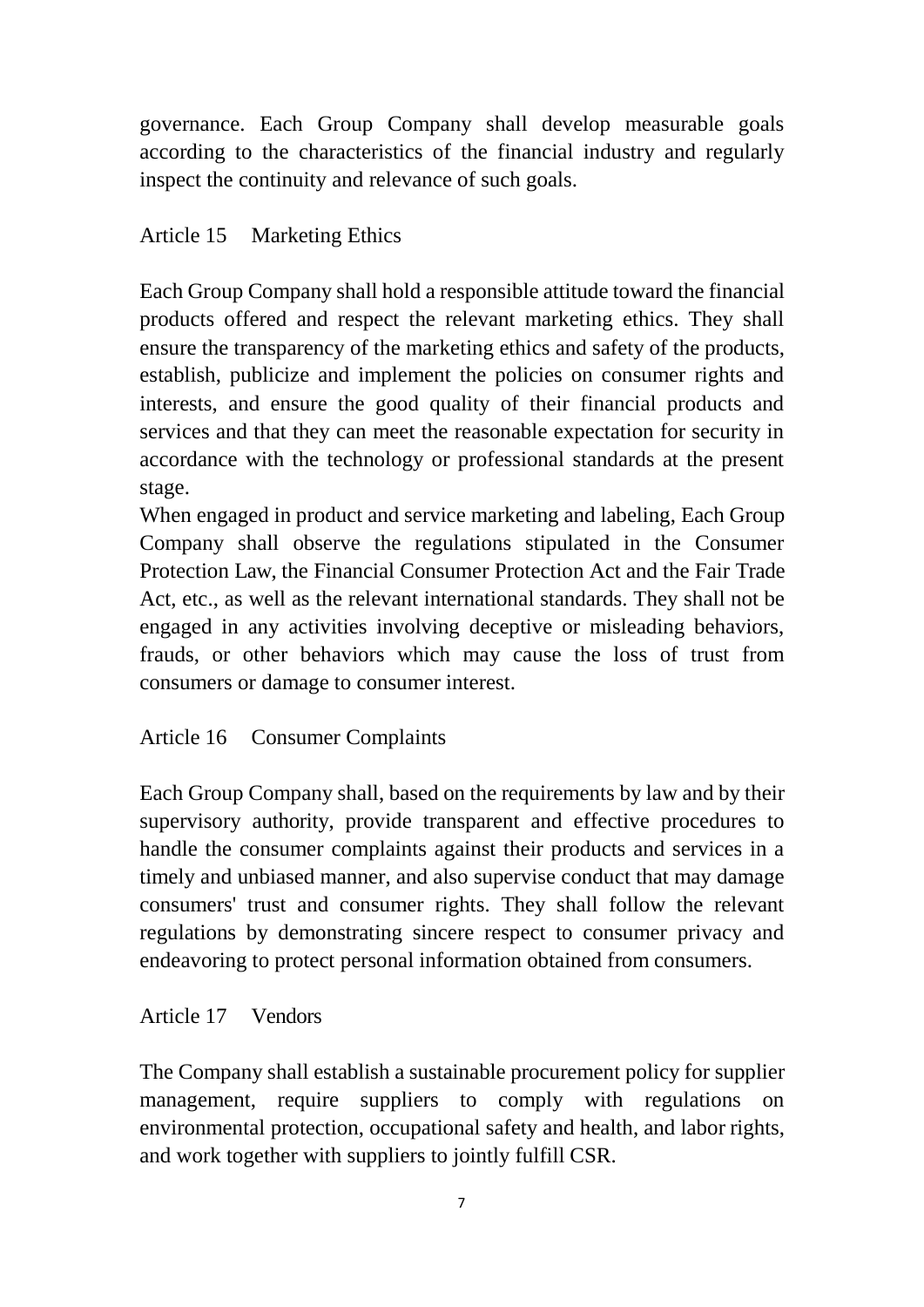governance. Each Group Company shall develop measurable goals according to the characteristics of the financial industry and regularly inspect the continuity and relevance of such goals.

### Article 15 Marketing Ethics

Each Group Company shall hold a responsible attitude toward the financial products offered and respect the relevant marketing ethics. They shall ensure the transparency of the marketing ethics and safety of the products, establish, publicize and implement the policies on consumer rights and interests, and ensure the good quality of their financial products and services and that they can meet the reasonable expectation for security in accordance with the technology or professional standards at the present stage.

When engaged in product and service marketing and labeling, Each Group Company shall observe the regulations stipulated in the Consumer Protection Law, the Financial Consumer Protection Act and the Fair Trade Act, etc., as well as the relevant international standards. They shall not be engaged in any activities involving deceptive or misleading behaviors, frauds, or other behaviors which may cause the loss of trust from consumers or damage to consumer interest.

### Article 16 Consumer Complaints

Each Group Company shall, based on the requirements by law and by their supervisory authority, provide transparent and effective procedures to handle the consumer complaints against their products and services in a timely and unbiased manner, and also supervise conduct that may damage consumers' trust and consumer rights. They shall follow the relevant regulations by demonstrating sincere respect to consumer privacy and endeavoring to protect personal information obtained from consumers.

### Article 17 Vendors

The Company shall establish a sustainable procurement policy for supplier management, require suppliers to comply with regulations on environmental protection, occupational safety and health, and labor rights, and work together with suppliers to jointly fulfill CSR.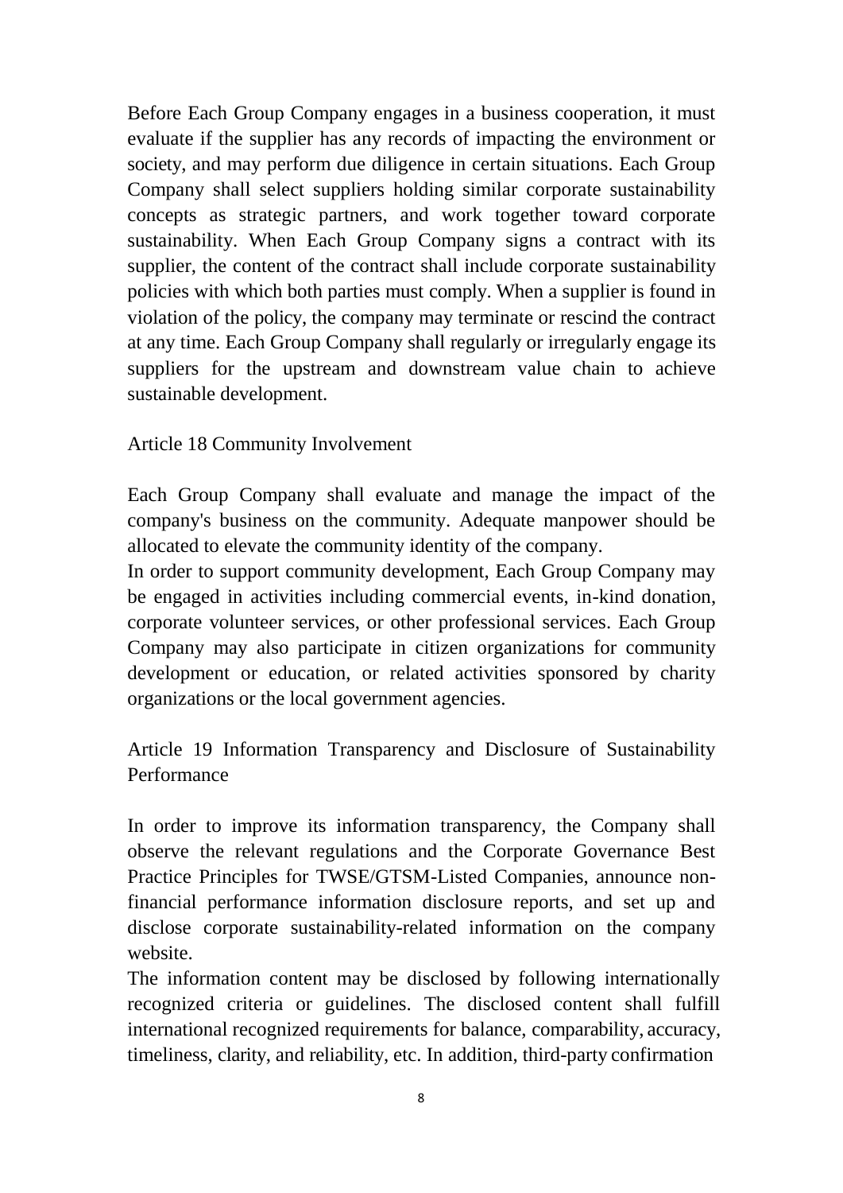Before Each Group Company engages in a business cooperation, it must evaluate if the supplier has any records of impacting the environment or society, and may perform due diligence in certain situations. Each Group Company shall select suppliers holding similar corporate sustainability concepts as strategic partners, and work together toward corporate sustainability. When Each Group Company signs a contract with its supplier, the content of the contract shall include corporate sustainability policies with which both parties must comply. When a supplier is found in violation of the policy, the company may terminate or rescind the contract at any time. Each Group Company shall regularly or irregularly engage its suppliers for the upstream and downstream value chain to achieve sustainable development.

## Article 18 Community Involvement

Each Group Company shall evaluate and manage the impact of the company's business on the community. Adequate manpower should be allocated to elevate the community identity of the company.

In order to support community development, Each Group Company may be engaged in activities including commercial events, in-kind donation, corporate volunteer services, or other professional services. Each Group Company may also participate in citizen organizations for community development or education, or related activities sponsored by charity organizations or the local government agencies.

## Article 19 Information Transparency and Disclosure of Sustainability Performance

In order to improve its information transparency, the Company shall observe the relevant regulations and the Corporate Governance Best Practice Principles for TWSE/GTSM-Listed Companies, announce non-financial performance information disclosure reports, and set up and disclose corporate sustainability-related information on the company website.

The information content may be disclosed by following internationally recognized criteria or guidelines. The disclosed content shall fulfill international recognized requirements for balance, comparability, accuracy, timeliness, clarity, and reliability, etc. In addition, third-party confirmation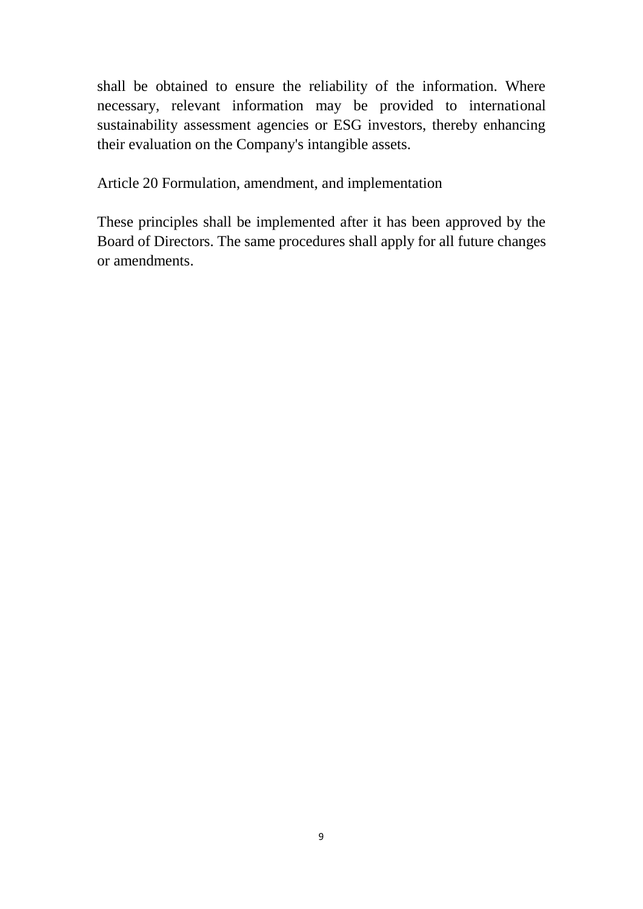shall be obtained to ensure the reliability of the information. Where necessary, relevant information may be provided to international sustainability assessment agencies or ESG investors, thereby enhancing their evaluation on the Company's intangible assets.

Article 20 Formulation, amendment, and implementation

These principles shall be implemented after it has been approved by the Board of Directors. The same procedures shall apply for all future changes or amendments.